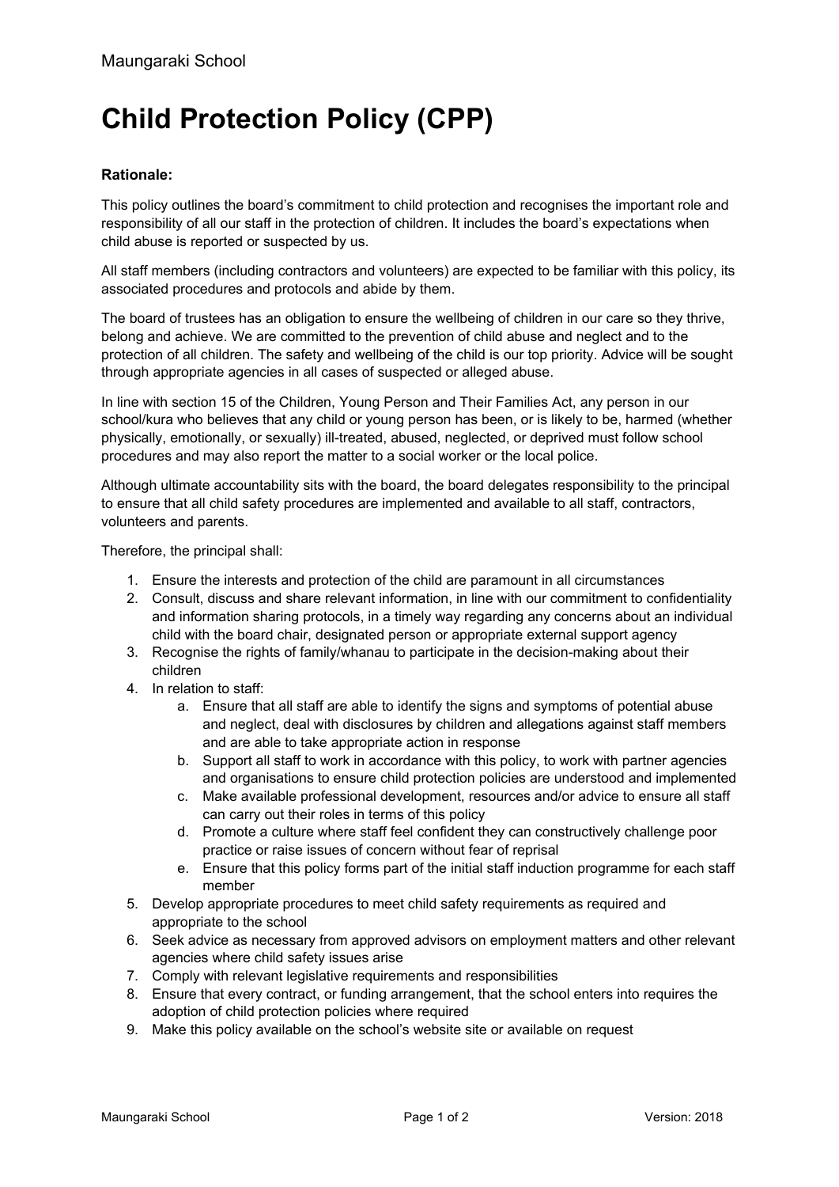# Child Protection Policy (CPP)

**Rationale:**

This policy outlines the board's commitment to child protection and recognises the important role and responsibility of all our staff in the protection of children. It includes the board's expectations when child abuse is reported or suspected by us.

All staff members (including contractors and volunteers) are expected to be familiar with this policy, its associated procedures and protocols and abide by them.

The board of trustees has an obligation to ensure the wellbeing of children in our care so they thrive, belong and achieve. We are committed to the prevention of child abuse and neglect and to the protection of all children. The safety and wellbeing of the child is our top priority. Advice will be sought through appropriate agencies in all cases of suspected or alleged abuse.

In line with section 15 of the Children, Young Person and Their Families Act, any person in our school/kura who believes that any child or young person has been, or is likely to be, harmed (whether physically, emotionally, or sexually) ill-treated, abused, neglected, or deprived must follow school procedures and may also report the matter to a social worker or the local police.

Although ultimate accountability sits with the board, the board delegates responsibility to the principal to ensure that all child safety procedures are implemented and available to all staff, contractors, volunteers and parents.

Therefore, the principal shall:

1. Ensure the interests and protection of the child are paramount in all circumstances
2. Consult, discuss and share relevant information, in line with our commitment to confidentiality and information sharing protocols, in a timely way regarding any concerns about an individual child with the board chair, designated person or appropriate external support agency
3. Recognise the rights of family/whanau to participate in the decision-making about their children
4. In relation to staff:
   a. Ensure that all staff are able to identify the signs and symptoms of potential abuse and neglect, deal with disclosures by children and allegations against staff members and are able to take appropriate action in response
   b. Support all staff to work in accordance with this policy, to work with partner agencies and organisations to ensure child protection policies are understood and implemented
   c. Make available professional development, resources and/or advice to ensure all staff can carry out their roles in terms of this policy
   d. Promote a culture where staff feel confident they can constructively challenge poor practice or raise issues of concern without fear of reprisal
   e. Ensure that this policy forms part of the initial staff induction programme for each staff member
5. Develop appropriate procedures to meet child safety requirements as required and appropriate to the school
6. Seek advice as necessary from approved advisors on employment matters and other relevant agencies where child safety issues arise
7. Comply with relevant legislative requirements and responsibilities
8. Ensure that every contract, or funding arrangement, that the school enters into requires the adoption of child protection policies where required
9. Make this policy available on the school's website site or available on request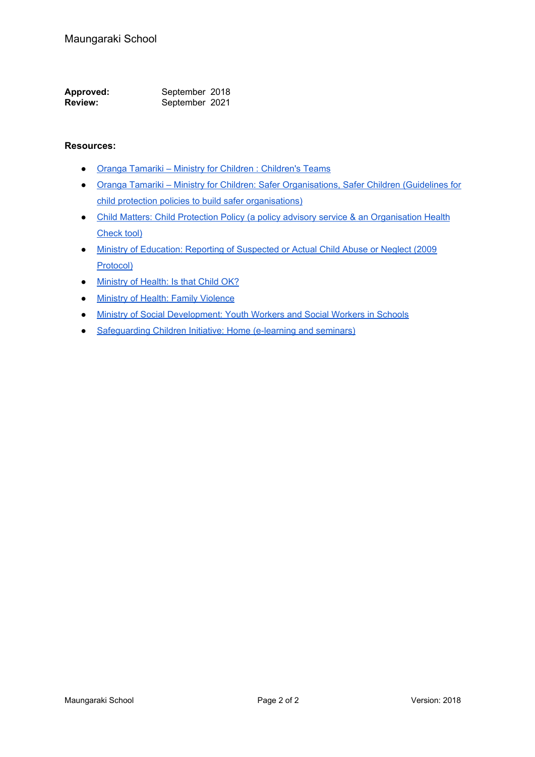| | |
|---|---|
| **Approved:** | September 2018 |
| **Review:** | September 2021 |

**Resources:**

- Oranga Tamariki – Ministry for Children : Children's Teams
- Oranga Tamariki – Ministry for Children: Safer Organisations, Safer Children (Guidelines for child protection policies to build safer organisations)
- Child Matters: Child Protection Policy (a policy advisory service & an Organisation Health Check tool)
- Ministry of Education: Reporting of Suspected or Actual Child Abuse or Neglect (2009 Protocol)
- Ministry of Health: Is that Child OK?
- Ministry of Health: Family Violence
- Ministry of Social Development: Youth Workers and Social Workers in Schools
- Safeguarding Children Initiative: Home (e-learning and seminars)